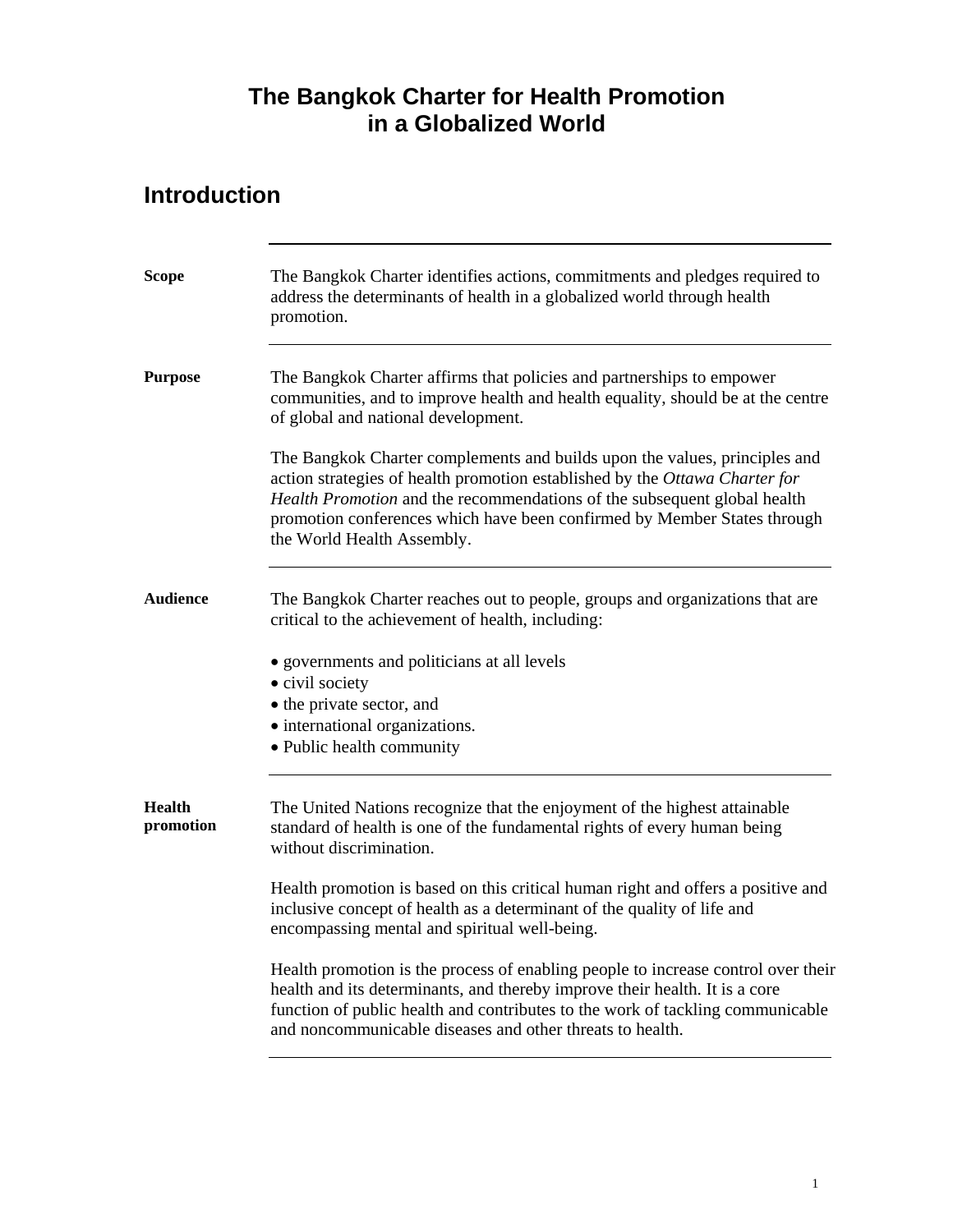# The Bangkok Charter for Health Promotion in a Globalized World

## Introduction

**Scope**

The Bangkok Charter identifies actions, commitments and pledges required to address the determinants of health in a globalized world through health promotion.

**Purpose**

The Bangkok Charter affirms that policies and partnerships to empower communities, and to improve health and health equality, should be at the centre of global and national development.

The Bangkok Charter complements and builds upon the values, principles and action strategies of health promotion established by the *Ottawa Charter for Health Promotion* and the recommendations of the subsequent global health promotion conferences which have been confirmed by Member States through the World Health Assembly.

**Audience**

The Bangkok Charter reaches out to people, groups and organizations that are critical to the achievement of health, including:

- governments and politicians at all levels
- civil society
- the private sector, and
- international organizations.
- Public health community

**Health promotion**

The United Nations recognize that the enjoyment of the highest attainable standard of health is one of the fundamental rights of every human being without discrimination.

Health promotion is based on this critical human right and offers a positive and inclusive concept of health as a determinant of the quality of life and encompassing mental and spiritual well-being.

Health promotion is the process of enabling people to increase control over their health and its determinants, and thereby improve their health. It is a core function of public health and contributes to the work of tackling communicable and noncommunicable diseases and other threats to health.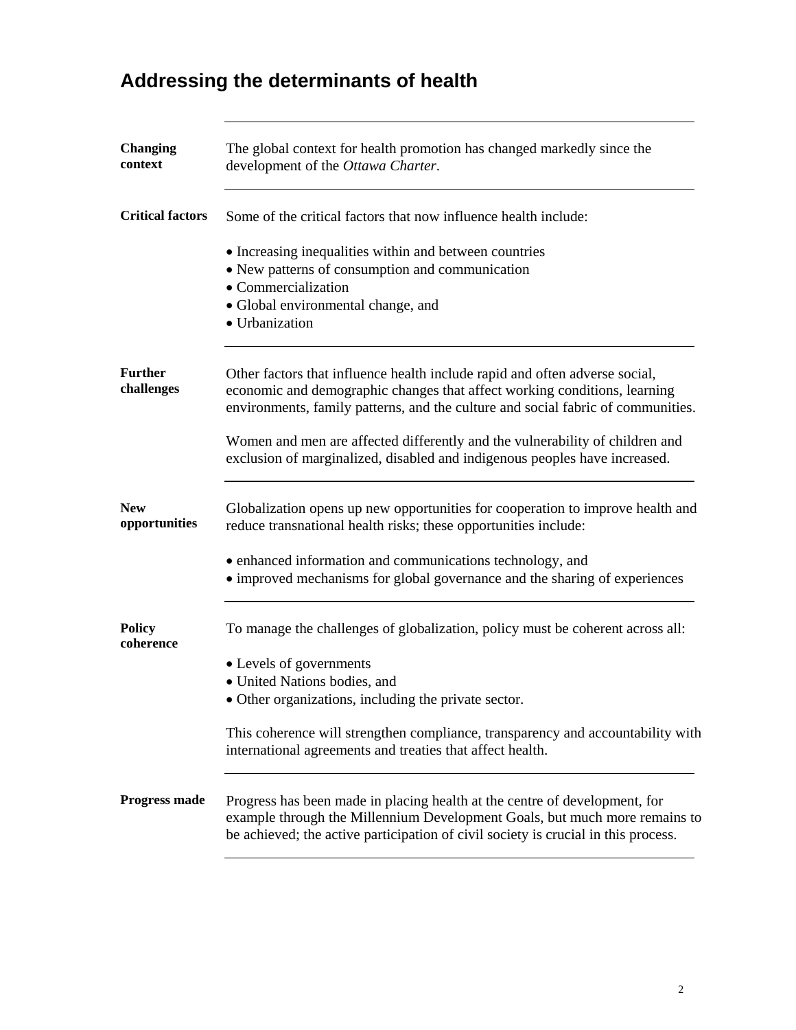## Addressing the determinants of health

**Changing context**

The global context for health promotion has changed markedly since the development of the *Ottawa Charter*.

**Critical factors**

Some of the critical factors that now influence health include:

- Increasing inequalities within and between countries
- New patterns of consumption and communication
- Commercialization
- Global environmental change, and
- Urbanization

**Further challenges**

Other factors that influence health include rapid and often adverse social, economic and demographic changes that affect working conditions, learning environments, family patterns, and the culture and social fabric of communities.

Women and men are affected differently and the vulnerability of children and exclusion of marginalized, disabled and indigenous peoples have increased.

**New opportunities**

Globalization opens up new opportunities for cooperation to improve health and reduce transnational health risks; these opportunities include:

- enhanced information and communications technology, and
- improved mechanisms for global governance and the sharing of experiences

**Policy coherence**

To manage the challenges of globalization, policy must be coherent across all:

- Levels of governments
- United Nations bodies, and
- Other organizations, including the private sector.

This coherence will strengthen compliance, transparency and accountability with international agreements and treaties that affect health.

**Progress made**

Progress has been made in placing health at the centre of development, for example through the Millennium Development Goals, but much more remains to be achieved; the active participation of civil society is crucial in this process.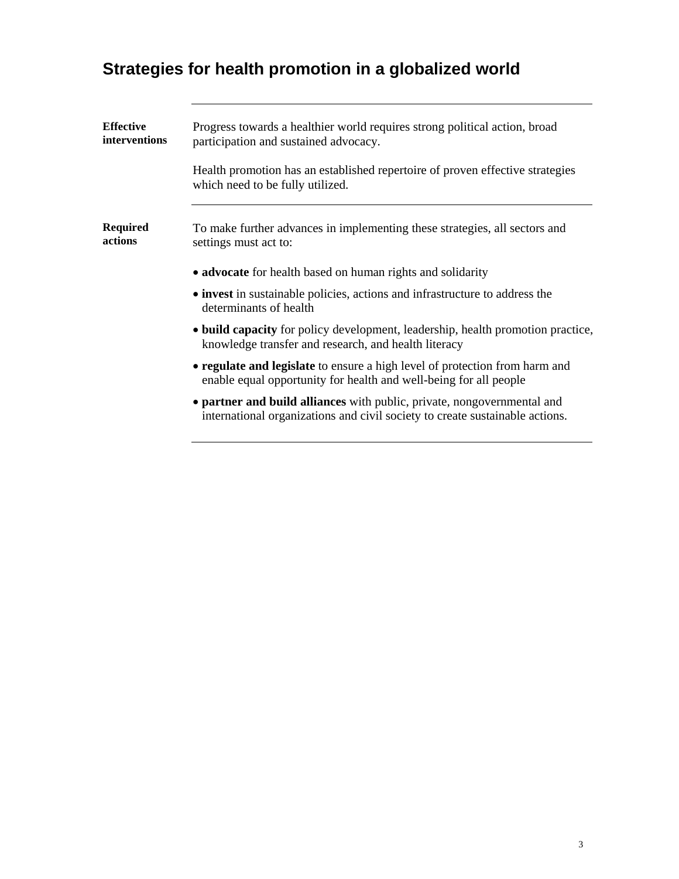## Strategies for health promotion in a globalized world

**Effective interventions**

Progress towards a healthier world requires strong political action, broad participation and sustained advocacy.

Health promotion has an established repertoire of proven effective strategies which need to be fully utilized.

**Required actions**

To make further advances in implementing these strategies, all sectors and settings must act to:

- **advocate** for health based on human rights and solidarity
- **invest** in sustainable policies, actions and infrastructure to address the determinants of health
- **build capacity** for policy development, leadership, health promotion practice, knowledge transfer and research, and health literacy
- **regulate and legislate** to ensure a high level of protection from harm and enable equal opportunity for health and well-being for all people
- **partner and build alliances** with public, private, nongovernmental and international organizations and civil society to create sustainable actions.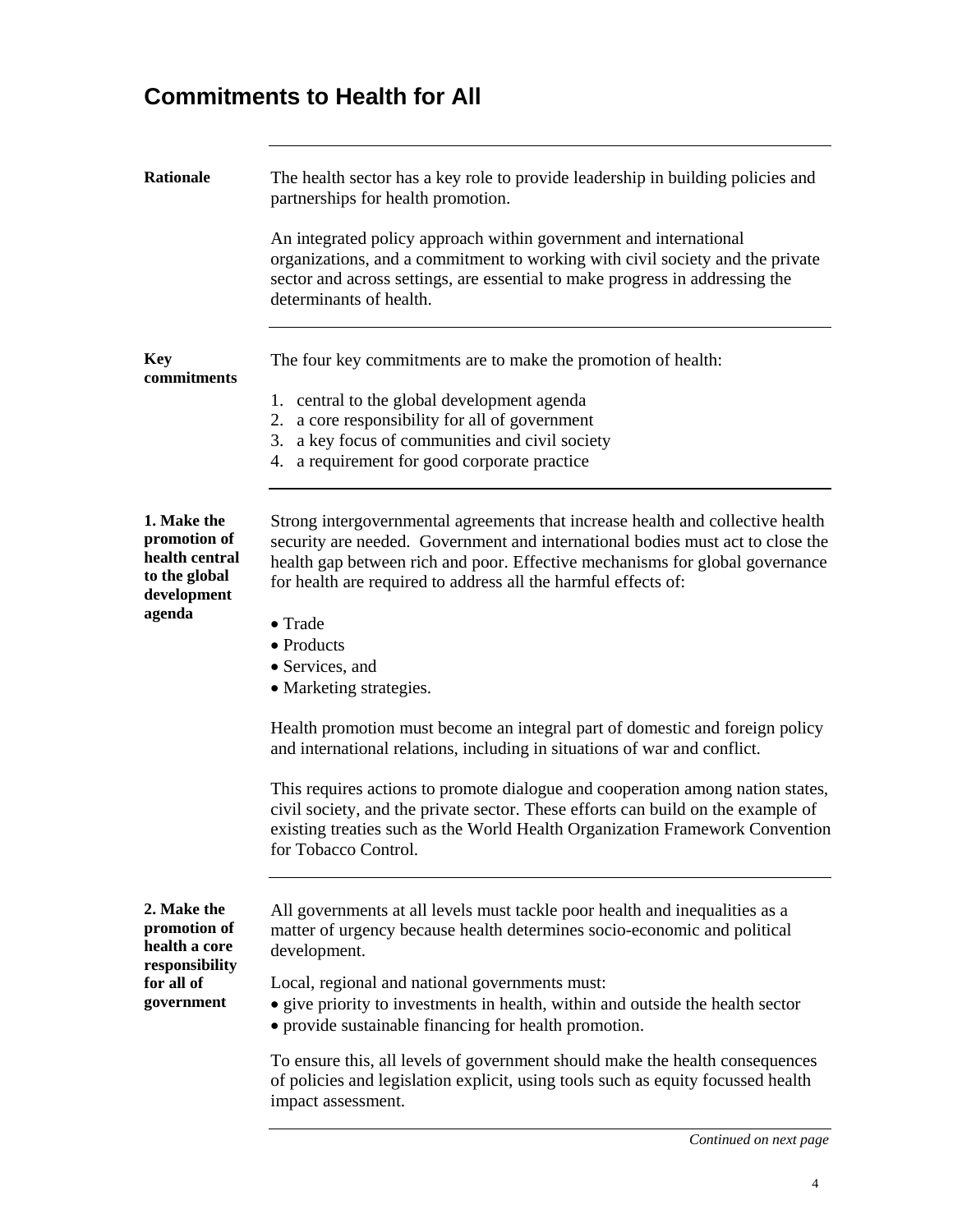## Commitments to Health for All

**Rationale**

The health sector has a key role to provide leadership in building policies and partnerships for health promotion.

An integrated policy approach within government and international organizations, and a commitment to working with civil society and the private sector and across settings, are essential to make progress in addressing the determinants of health.

**Key commitments**

The four key commitments are to make the promotion of health:

1. central to the global development agenda
2. a core responsibility for all of government
3. a key focus of communities and civil society
4. a requirement for good corporate practice

**1. Make the promotion of health central to the global development agenda**

Strong intergovernmental agreements that increase health and collective health security are needed. Government and international bodies must act to close the health gap between rich and poor. Effective mechanisms for global governance for health are required to address all the harmful effects of:

- Trade
- Products
- Services, and
- Marketing strategies.

Health promotion must become an integral part of domestic and foreign policy and international relations, including in situations of war and conflict.

This requires actions to promote dialogue and cooperation among nation states, civil society, and the private sector. These efforts can build on the example of existing treaties such as the World Health Organization Framework Convention for Tobacco Control.

**2. Make the promotion of health a core responsibility for all of government**

All governments at all levels must tackle poor health and inequalities as a matter of urgency because health determines socio-economic and political development.

Local, regional and national governments must:

- give priority to investments in health, within and outside the health sector
- provide sustainable financing for health promotion.

To ensure this, all levels of government should make the health consequences of policies and legislation explicit, using tools such as equity focussed health impact assessment.

*Continued on next page*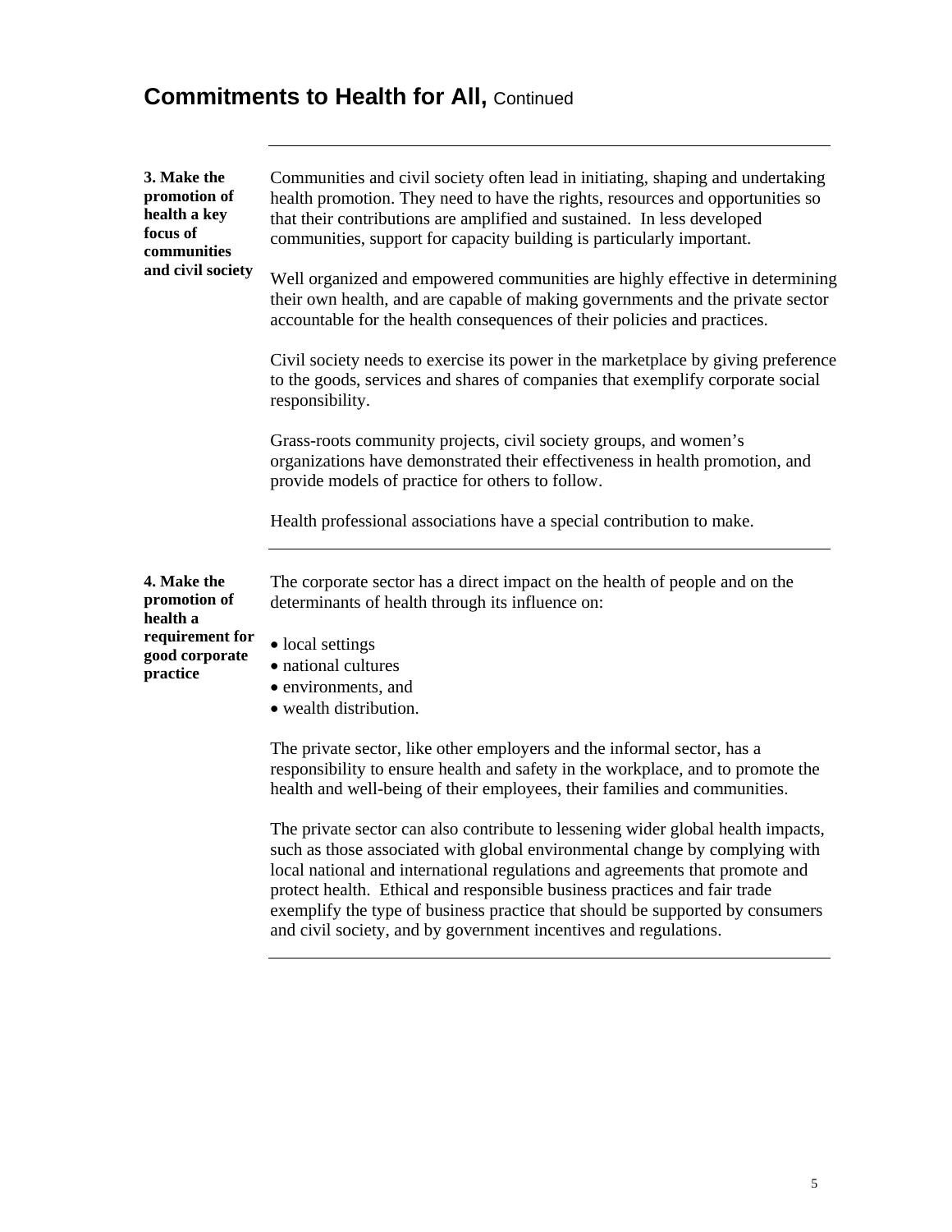## Commitments to Health for All, Continued

**3. Make the promotion of health a key focus of communities and civil society**

Communities and civil society often lead in initiating, shaping and undertaking health promotion. They need to have the rights, resources and opportunities so that their contributions are amplified and sustained. In less developed communities, support for capacity building is particularly important.

Well organized and empowered communities are highly effective in determining their own health, and are capable of making governments and the private sector accountable for the health consequences of their policies and practices.

Civil society needs to exercise its power in the marketplace by giving preference to the goods, services and shares of companies that exemplify corporate social responsibility.

Grass-roots community projects, civil society groups, and women's organizations have demonstrated their effectiveness in health promotion, and provide models of practice for others to follow.

Health professional associations have a special contribution to make.

**4. Make the promotion of health a requirement for good corporate practice**

The corporate sector has a direct impact on the health of people and on the determinants of health through its influence on:

- local settings
- national cultures
- environments, and
- wealth distribution.

The private sector, like other employers and the informal sector, has a responsibility to ensure health and safety in the workplace, and to promote the health and well-being of their employees, their families and communities.

The private sector can also contribute to lessening wider global health impacts, such as those associated with global environmental change by complying with local national and international regulations and agreements that promote and protect health. Ethical and responsible business practices and fair trade exemplify the type of business practice that should be supported by consumers and civil society, and by government incentives and regulations.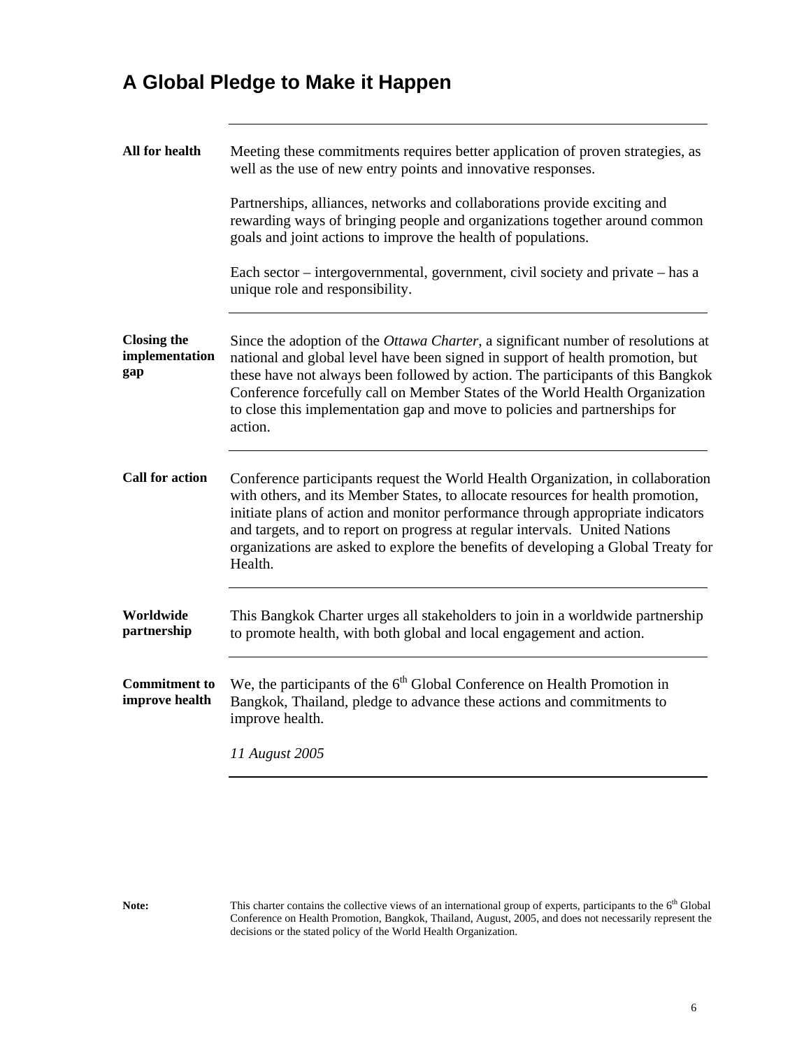# A Global Pledge to Make it Happen

**All for health**

Meeting these commitments requires better application of proven strategies, as well as the use of new entry points and innovative responses.

Partnerships, alliances, networks and collaborations provide exciting and rewarding ways of bringing people and organizations together around common goals and joint actions to improve the health of populations.

Each sector – intergovernmental, government, civil society and private – has a unique role and responsibility.

**Closing the implementation gap**

Since the adoption of the *Ottawa Charter*, a significant number of resolutions at national and global level have been signed in support of health promotion, but these have not always been followed by action. The participants of this Bangkok Conference forcefully call on Member States of the World Health Organization to close this implementation gap and move to policies and partnerships for action.

**Call for action**

Conference participants request the World Health Organization, in collaboration with others, and its Member States, to allocate resources for health promotion, initiate plans of action and monitor performance through appropriate indicators and targets, and to report on progress at regular intervals. United Nations organizations are asked to explore the benefits of developing a Global Treaty for Health.

**Worldwide partnership**

This Bangkok Charter urges all stakeholders to join in a worldwide partnership to promote health, with both global and local engagement and action.

**Commitment to improve health**

We, the participants of the 6th Global Conference on Health Promotion in Bangkok, Thailand, pledge to advance these actions and commitments to improve health.

*11 August 2005*

**Note:** This charter contains the collective views of an international group of experts, participants to the 6th Global Conference on Health Promotion, Bangkok, Thailand, August, 2005, and does not necessarily represent the decisions or the stated policy of the World Health Organization.